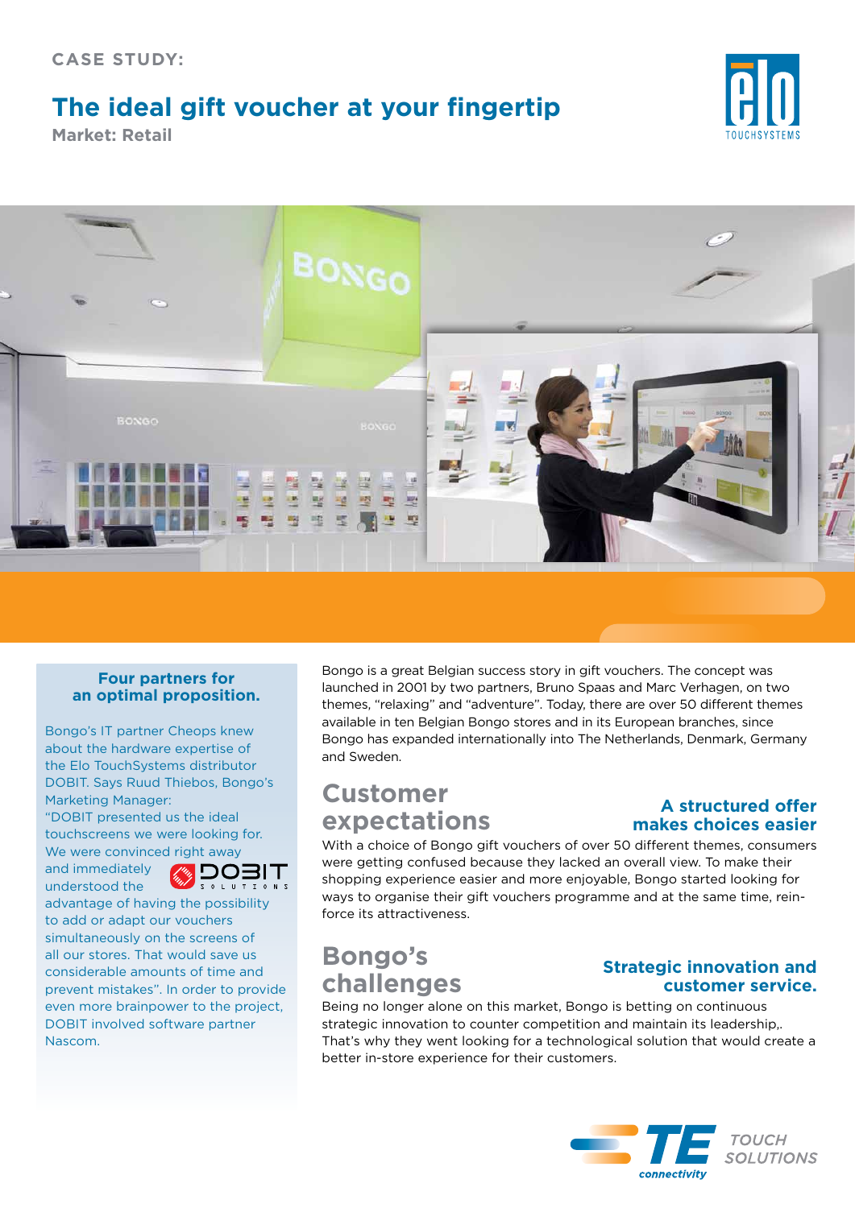CASE STUDY:

# The ideal gift voucher at your fingertip

**Market: Retail**

### Four partners for an optimal proposition.

Bongo's IT partner Cheops knew about the hardware expertise of the Elo TouchSystems distributor DOBIT. Says Ruud Thiebos, Bongo's Marketing Manager: "DOBIT presented us the ideal touchscreens we were looking for. We were convinced right away and immediately understood the advantage of having the possibility to add or adapt our vouchers simultaneously on the screens of all our stores. That would save us considerable amounts of time and prevent mistakes". In order to provide even more brainpower to the project, DOBIT involved software partner Nascom.

Bongo is a great Belgian success story in gift vouchers. The concept was launched in 2001 by two partners, Bruno Spaas and Marc Verhagen, on two themes, "relaxing" and "adventure". Today, there are over 50 different themes available in ten Belgian Bongo stores and in its European branches, since Bongo has expanded internationally into The Netherlands, Denmark, Germany and Sweden.

## Customer expectations

### A structured offer makes choices easier

With a choice of Bongo gift vouchers of over 50 different themes, consumers were getting confused because they lacked an overall view. To make their shopping experience easier and more enjoyable, Bongo started looking for ways to organise their gift vouchers programme and at the same time, reinforce its attractiveness.

## Bongo's challenges

### Strategic innovation and customer service.

Being no longer alone on this market, Bongo is betting on continuous strategic innovation to counter competition and maintain its leadership,. That's why they went looking for a technological solution that would create a better in-store experience for their customers.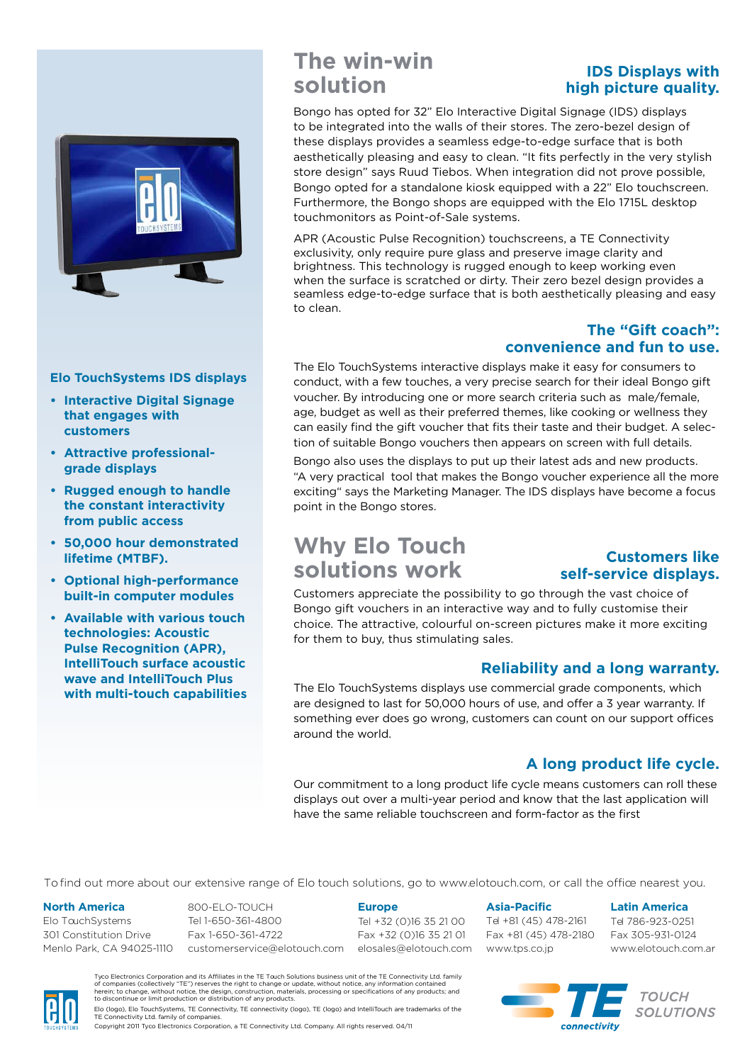## Elo TouchSystems IDS displays

- **Interactive Digital Signage that engages with customers**
- **Attractive professional-grade displays**
- **Rugged enough to handle the constant interactivity from public access**
- **50,000 hour demonstrated lifetime (MTBF).**
- **Optional high-performance built-in computer modules**
- **Available with various touch technologies: Acoustic Pulse Recognition (APR), IntelliTouch surface acoustic wave and IntelliTouch Plus with multi-touch capabilities**

# The win-win solution

### IDS Displays with high picture quality.

Bongo has opted for 32" Elo Interactive Digital Signage (IDS) displays to be integrated into the walls of their stores. The zero-bezel design of these displays provides a seamless edge-to-edge surface that is both aesthetically pleasing and easy to clean. "It fits perfectly in the very stylish store design" says Ruud Tiebos. When integration did not prove possible, Bongo opted for a standalone kiosk equipped with a 22" Elo touchscreen. Furthermore, the Bongo shops are equipped with the Elo 1715L desktop touchmonitors as Point-of-Sale systems.

APR (Acoustic Pulse Recognition) touchscreens, a TE Connectivity exclusivity, only require pure glass and preserve image clarity and brightness. This technology is rugged enough to keep working even when the surface is scratched or dirty. Their zero bezel design provides a seamless edge-to-edge surface that is both aesthetically pleasing and easy to clean.

### The "Gift coach": convenience and fun to use.

The Elo TouchSystems interactive displays make it easy for consumers to conduct, with a few touches, a very precise search for their ideal Bongo gift voucher. By introducing one or more search criteria such as male/female, age, budget as well as their preferred themes, like cooking or wellness they can easily find the gift voucher that fits their taste and their budget. A selection of suitable Bongo vouchers then appears on screen with full details.

Bongo also uses the displays to put up their latest ads and new products. "A very practical tool that makes the Bongo voucher experience all the more exciting" says the Marketing Manager. The IDS displays have become a focus point in the Bongo stores.

# Why Elo Touch solutions work

### Customers like self-service displays.

Customers appreciate the possibility to go through the vast choice of Bongo gift vouchers in an interactive way and to fully customise their choice. The attractive, colourful on-screen pictures make it more exciting for them to buy, thus stimulating sales.

### Reliability and a long warranty.

The Elo TouchSystems displays use commercial grade components, which are designed to last for 50,000 hours of use, and offer a 3 year warranty. If something ever does go wrong, customers can count on our support offices around the world.

### A long product life cycle.

Our commitment to a long product life cycle means customers can roll these displays out over a multi-year period and know that the last application will have the same reliable touchscreen and form-factor as the first

To find out more about our extensive range of Elo touch solutions, go to www.elotouch.com, or call the office nearest you.

**North America**
Elo TouchSystems
301 Constitution Drive
Menlo Park, CA 94025-1110
800-ELO-TOUCH
Tel 1-650-361-4800
Fax 1-650-361-4722
customerservice@elotouch.com

**Europe**
Tel +32 (0)16 35 21 00
Fax +32 (0)16 35 21 01
elosales@elotouch.com

**Asia-Pacific**
Tel +81 (45) 478-2161
Fax +81 (45) 478-2180
www.tps.co.jp

**Latin America**
Tel 786-923-0251
Fax 305-931-0124
www.elotouch.com.ar

Tyco Electronics Corporation and its Affiliates in the TE Touch Solutions business unit of the TE Connectivity Ltd. family of companies (collectively "TE") reserves the right to change or update, without notice, any information contained herein; to change, without notice, the design, construction, materials, processing or specifications of any products; and to discontinue or limit production or distribution of any products.

Elo (logo), Elo TouchSystems, TE Connectivity, TE connectivity (logo), TE (logo) and IntelliTouch are trademarks of the TE Connectivity Ltd. family of companies.

Copyright 2011 Tyco Electronics Corporation, a TE Connectivity Ltd. Company. All rights reserved. 04/11

TE connectivity TOUCH SOLUTIONS